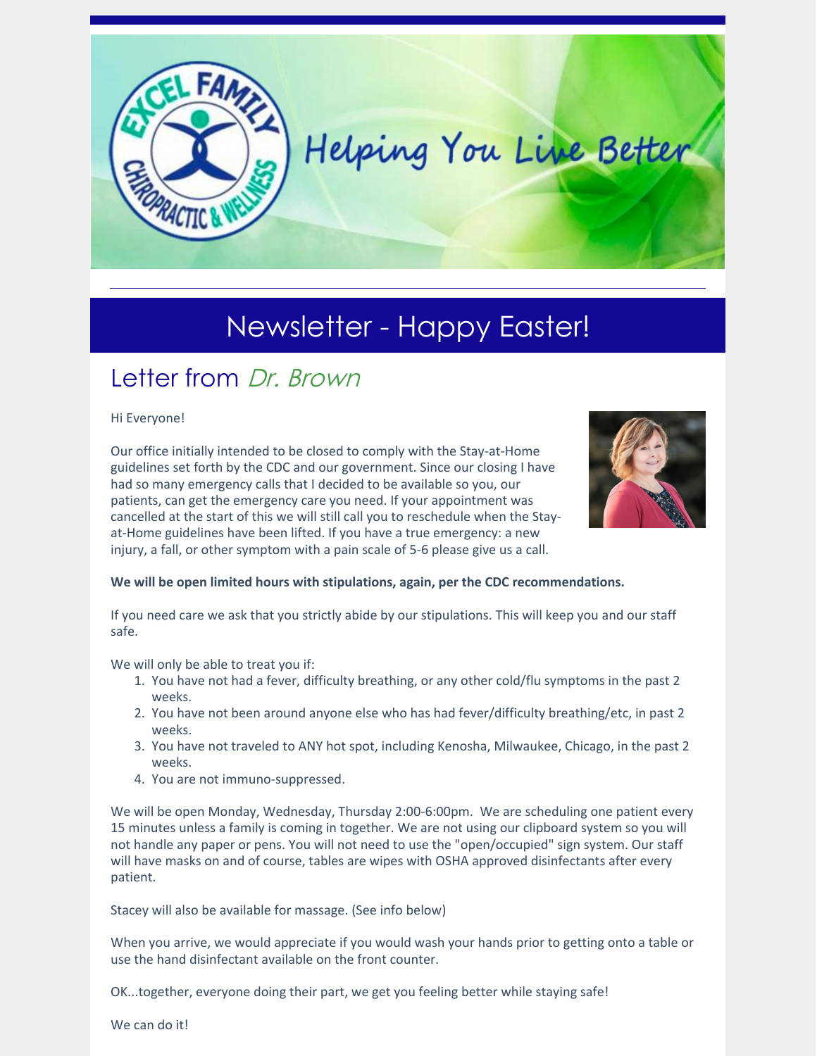Helping You Live Better

# Newsletter - Happy Easter!

## Letter from *Dr. Brown*

Hi Everyone!

Our office initially intended to be closed to comply with the Stay-at-Home guidelines set forth by the CDC and our government. Since our closing I have had so many emergency calls that I decided to be available so you, our patients, can get the emergency care you need. If your appointment was cancelled at the start of this we will still call you to reschedule when the Stay-at-Home guidelines have been lifted. If you have a true emergency: a new injury, a fall, or other symptom with a pain scale of 5-6 please give us a call.

**We will be open limited hours with stipulations, again, per the CDC recommendations.**

If you need care we ask that you strictly abide by our stipulations. This will keep you and our staff safe.

We will only be able to treat you if:

1. You have not had a fever, difficulty breathing, or any other cold/flu symptoms in the past 2 weeks.
2. You have not been around anyone else who has had fever/difficulty breathing/etc, in past 2 weeks.
3. You have not traveled to ANY hot spot, including Kenosha, Milwaukee, Chicago, in the past 2 weeks.
4. You are not immuno-suppressed.

We will be open Monday, Wednesday, Thursday 2:00-6:00pm. We are scheduling one patient every 15 minutes unless a family is coming in together. We are not using our clipboard system so you will not handle any paper or pens. You will not need to use the "open/occupied" sign system. Our staff will have masks on and of course, tables are wipes with OSHA approved disinfectants after every patient.

Stacey will also be available for massage. (See info below)

When you arrive, we would appreciate if you would wash your hands prior to getting onto a table or use the hand disinfectant available on the front counter.

OK...together, everyone doing their part, we get you feeling better while staying safe!

We can do it!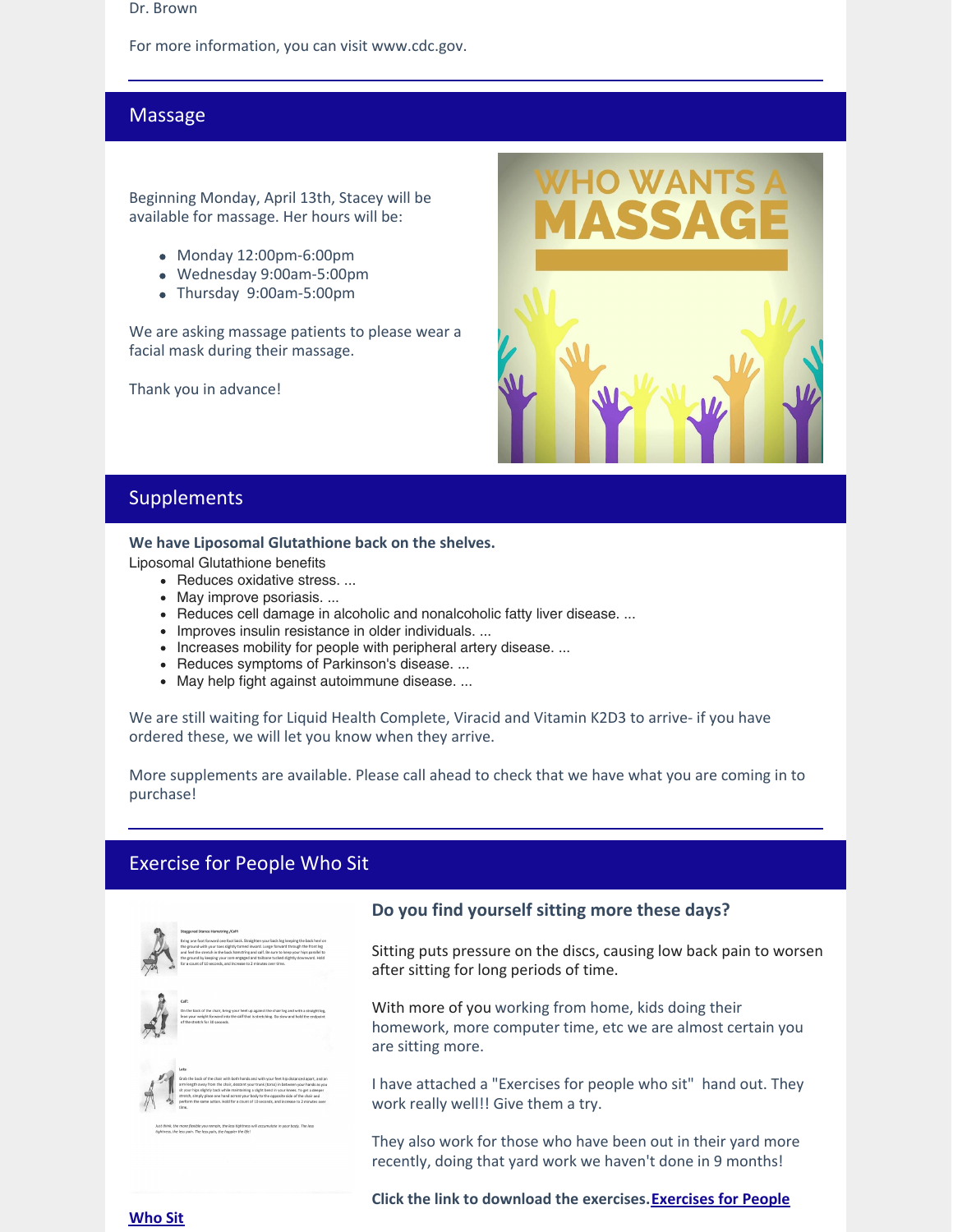Dr. Brown

For more information, you can visit www.cdc.gov.

---

## Massage

Beginning Monday, April 13th, Stacey will be available for massage. Her hours will be:

- Monday 12:00pm-6:00pm
- Wednesday 9:00am-5:00pm
- Thursday 9:00am-5:00pm

We are asking massage patients to please wear a facial mask during their massage.

Thank you in advance!

## Supplements

**We have Liposomal Glutathione back on the shelves.**

Liposomal Glutathione benefits

- Reduces oxidative stress. ...
- May improve psoriasis. ...
- Reduces cell damage in alcoholic and nonalcoholic fatty liver disease. ...
- Improves insulin resistance in older individuals. ...
- Increases mobility for people with peripheral artery disease. ...
- Reduces symptoms of Parkinson's disease. ...
- May help fight against autoimmune disease. ...

We are still waiting for Liquid Health Complete, Viracid and Vitamin K2D3 to arrive- if you have ordered these, we will let you know when they arrive.

More supplements are available. Please call ahead to check that we have what you are coming in to purchase!

---

## Exercise for People Who Sit

### Do you find yourself sitting more these days?

Sitting puts pressure on the discs, causing low back pain to worsen after sitting for long periods of time.

With more of you working from home, kids doing their homework, more computer time, etc we are almost certain you are sitting more.

I have attached a "Exercises for people who sit" hand out. They work really well!! Give them a try.

They also work for those who have been out in their yard more recently, doing that yard work we haven't done in 9 months!

**Click the link to download the exercises. Exercises for People Who Sit**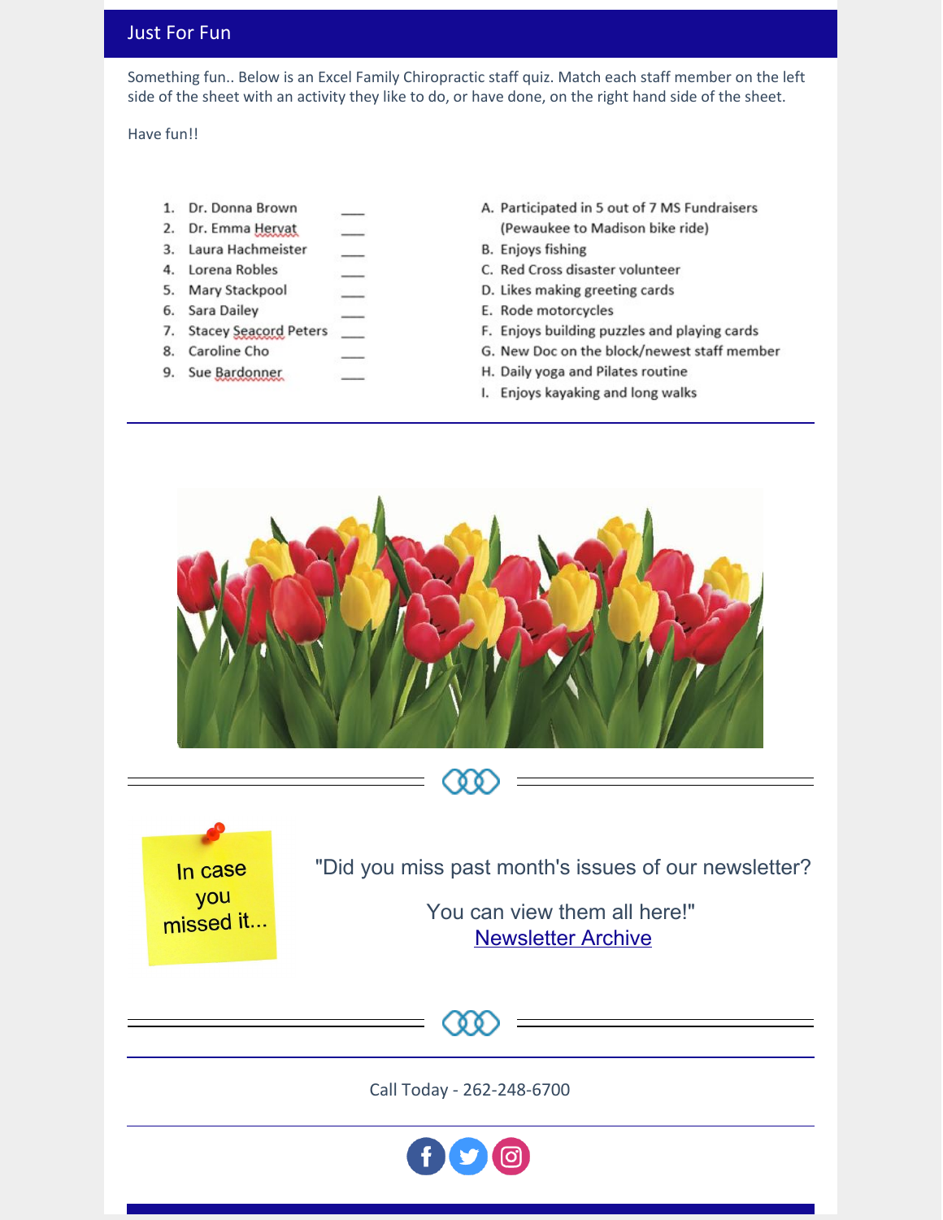## Just For Fun

Something fun.. Below is an Excel Family Chiropractic staff quiz. Match each staff member on the left side of the sheet with an activity they like to do, or have done, on the right hand side of the sheet.

Have fun!!

1. Dr. Donna Brown ___
2. Dr. Emma Hervat ___
3. Laura Hachmeister ___
4. Lorena Robles ___
5. Mary Stackpool ___
6. Sara Dailey ___
7. Stacey Seacord Peters ___
8. Caroline Cho ___
9. Sue Bardonner ___

A. Participated in 5 out of 7 MS Fundraisers (Pewaukee to Madison bike ride)
B. Enjoys fishing
C. Red Cross disaster volunteer
D. Likes making greeting cards
E. Rode motorcycles
F. Enjoys building puzzles and playing cards
G. New Doc on the block/newest staff member
H. Daily yoga and Pilates routine
I. Enjoys kayaking and long walks

In case you missed it...

"Did you miss past month's issues of our newsletter?

You can view them all here!"

Newsletter Archive

Call Today - 262-248-6700